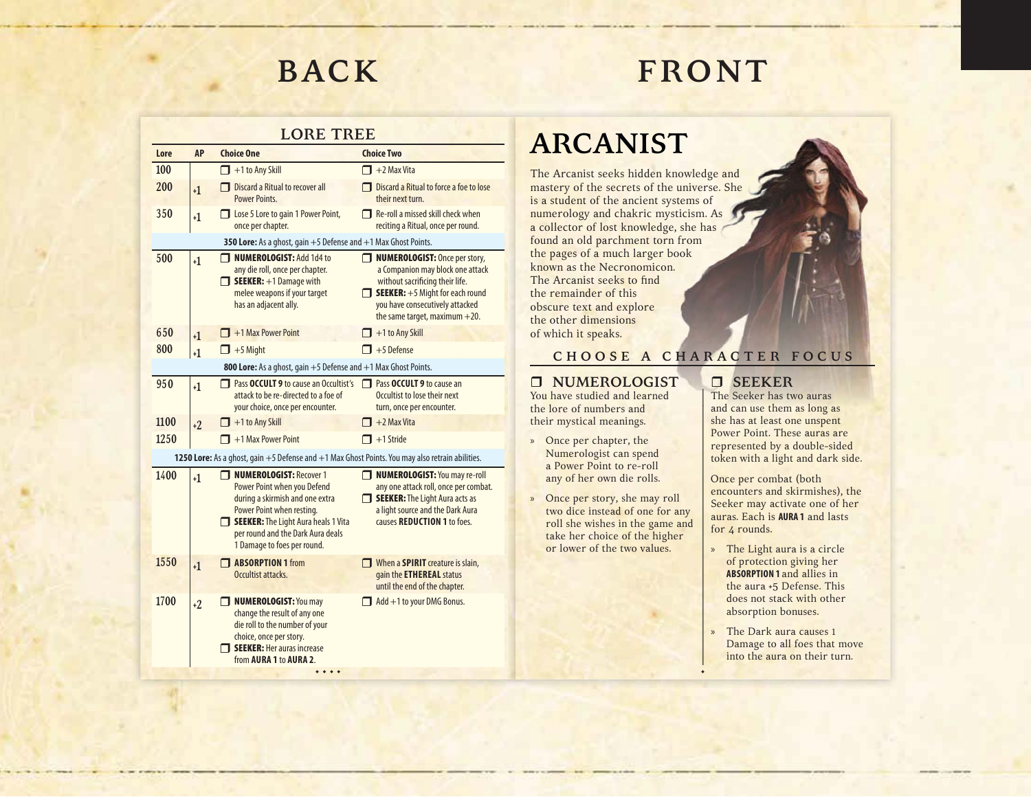# BACK

## LORE TREE

| Lore | AP | Choice One | Choice Two |
|---|---|---|---|
| 100 | | ❒ +1 to Any Skill | ❒ +2 Max Vita |
| 200 | +1 | ❒ Discard a Ritual to recover all Power Points. | ❒ Discard a Ritual to force a foe to lose their next turn. |
| 350 | +1 | ❒ Lose 5 Lore to gain 1 Power Point, once per chapter. | ❒ Re-roll a missed skill check when reciting a Ritual, once per round. |
| **350 Lore:** As a ghost, gain +5 Defense and +1 Max Ghost Points. | | | |
| 500 | +1 | ❒ **NUMEROLOGIST:** Add 1d4 to any die roll, once per chapter. ❒ **SEEKER:** +1 Damage with melee weapons if your target has an adjacent ally. | ❒ **NUMEROLOGIST:** Once per story, a Companion may block one attack without sacrificing their life. ❒ **SEEKER:** +5 Might for each round you have consecutively attacked the same target, maximum +20. |
| 650 | +1 | ❒ +1 Max Power Point | ❒ +1 to Any Skill |
| 800 | +1 | ❒ +5 Might | ❒ +5 Defense |
| **800 Lore:** As a ghost, gain +5 Defense and +1 Max Ghost Points. | | | |
| 950 | +1 | ❒ Pass **OCCULT 9** to cause an Occultist's attack to be re-directed to a foe of your choice, once per encounter. | ❒ Pass **OCCULT 9** to cause an Occultist to lose their next turn, once per encounter. |
| 1100 | +2 | ❒ +1 to Any Skill | ❒ +2 Max Vita |
| 1250 | | ❒ +1 Max Power Point | ❒ +1 Stride |
| **1250 Lore:** As a ghost, gain +5 Defense and +1 Max Ghost Points. You may also retrain abilities. | | | |
| 1400 | +1 | ❒ **NUMEROLOGIST:** Recover 1 Power Point when you Defend during a skirmish and one extra Power Point when resting. ❒ **SEEKER:** The Light Aura heals 1 Vita per round and the Dark Aura deals 1 Damage to foes per round. | ❒ **NUMEROLOGIST:** You may re-roll any one attack roll, once per combat. ❒ **SEEKER:** The Light Aura acts as a light source and the Dark Aura causes **REDUCTION 1** to foes. |
| 1550 | +1 | ❒ **ABSORPTION 1** from Occultist attacks. | ❒ When a **SPIRIT** creature is slain, gain the **ETHEREAL** status until the end of the chapter. |
| 1700 | +2 | ❒ **NUMEROLOGIST:** You may change the result of any one die roll to the number of your choice, once per story. ❒ **SEEKER:** Her auras increase from **AURA 1** to **AURA 2**. | ❒ Add +1 to your DMG Bonus. |

# FRONT

# ARCANIST

The Arcanist seeks hidden knowledge and mastery of the secrets of the universe. She is a student of the ancient systems of numerology and chakric mysticism. As a collector of lost knowledge, she has found an old parchment torn from the pages of a much larger book known as the Necronomicon. The Arcanist seeks to find the remainder of this obscure text and explore the other dimensions of which it speaks.

## CHOOSE A CHARACTER FOCUS

### ❒ NUMEROLOGIST

You have studied and learned the lore of numbers and their mystical meanings.

- Once per chapter, the Numerologist can spend a Power Point to re-roll any of her own die rolls.
- Once per story, she may roll two dice instead of one for any roll she wishes in the game and take her choice of the higher or lower of the two values.

### ❒ SEEKER

The Seeker has two auras and can use them as long as she has at least one unspent Power Point. These auras are represented by a double-sided token with a light and dark side.

Once per combat (both encounters and skirmishes), the Seeker may activate one of her auras. Each is **AURA 1** and lasts for 4 rounds.

- The Light aura is a circle of protection giving her **ABSORPTION 1** and allies in the aura +5 Defense. This does not stack with other absorption bonuses.
- The Dark aura causes 1 Damage to all foes that move into the aura on their turn.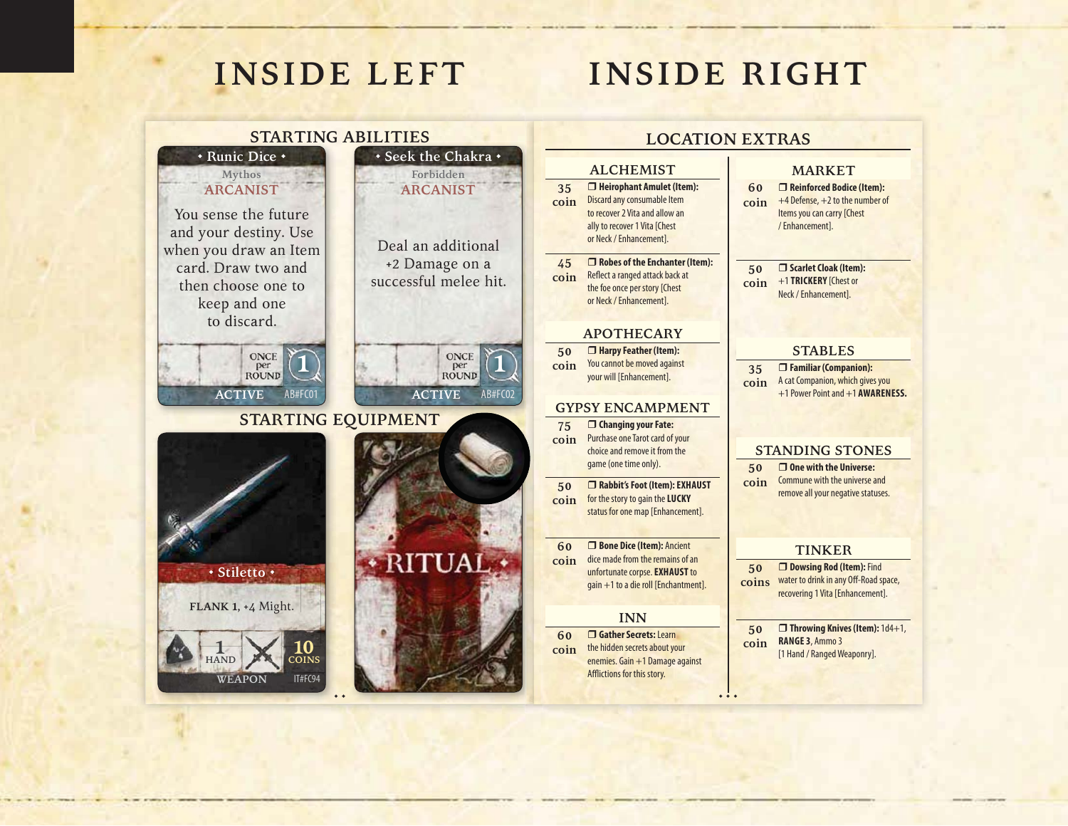# INSIDE LEFT

## STARTING ABILITIES

**• Runic Dice •**
Mythos
ARCANIST

You sense the future and your destiny. Use when you draw an Item card. Draw two and then choose one to keep and one to discard.

ONCE per ROUND 1
ACTIVE AB#FC01

**• Seek the Chakra •**
Forbidden
ARCANIST

Deal an additional +2 Damage on a successful melee hit.

ONCE per ROUND 1
ACTIVE AB#FC02

## STARTING EQUIPMENT

**• Stiletto •**

FLANK 1, +4 Might.

1 HAND
10 COINS
WEAPON IT#FC94

• RITUAL •

# INSIDE RIGHT

## LOCATION EXTRAS

### ALCHEMIST

| | |
|---|---|
| 35 coin | ❒ **Heirophant Amulet (Item):** Discard any consumable Item to recover 2 Vita and allow an ally to recover 1 Vita [Chest or Neck / Enhancement]. |
| 45 coin | ❒ **Robes of the Enchanter (Item):** Reflect a ranged attack back at the foe once per story [Chest or Neck / Enhancement]. |

### APOTHECARY

| | |
|---|---|
| 50 coin | ❒ **Harpy Feather (Item):** You cannot be moved against your will [Enhancement]. |

### GYPSY ENCAMPMENT

| | |
|---|---|
| 75 coin | ❒ **Changing your Fate:** Purchase one Tarot card of your choice and remove it from the game (one time only). |
| 50 coin | ❒ **Rabbit's Foot (Item): EXHAUST** for the story to gain the **LUCKY** status for one map [Enhancement]. |
| 60 coin | ❒ **Bone Dice (Item):** Ancient dice made from the remains of an unfortunate corpse. **EXHAUST** to gain +1 to a die roll [Enchantment]. |

### INN

| | |
|---|---|
| 60 coin | ❒ **Gather Secrets:** Learn the hidden secrets about your enemies. Gain +1 Damage against Afflictions for this story. |

### MARKET

| | |
|---|---|
| 60 coin | ❒ **Reinforced Bodice (Item):** +4 Defense, +2 to the number of Items you can carry [Chest / Enhancement]. |
| 50 coin | ❒ **Scarlet Cloak (Item):** +1 **TRICKERY** [Chest or Neck / Enhancement]. |

### STABLES

| | |
|---|---|
| 35 coin | ❒ **Familiar (Companion):** A cat Companion, which gives you +1 Power Point and +1 **AWARENESS.** |

### STANDING STONES

| | |
|---|---|
| 50 coin | ❒ **One with the Universe:** Commune with the universe and remove all your negative statuses. |

### TINKER

| | |
|---|---|
| 50 coins | ❒ **Dowsing Rod (Item):** Find water to drink in any Off-Road space, recovering 1 Vita [Enhancement]. |
| 50 coin | ❒ **Throwing Knives (Item):** 1d4+1, **RANGE 3**, Ammo 3 [1 Hand / Ranged Weaponry]. |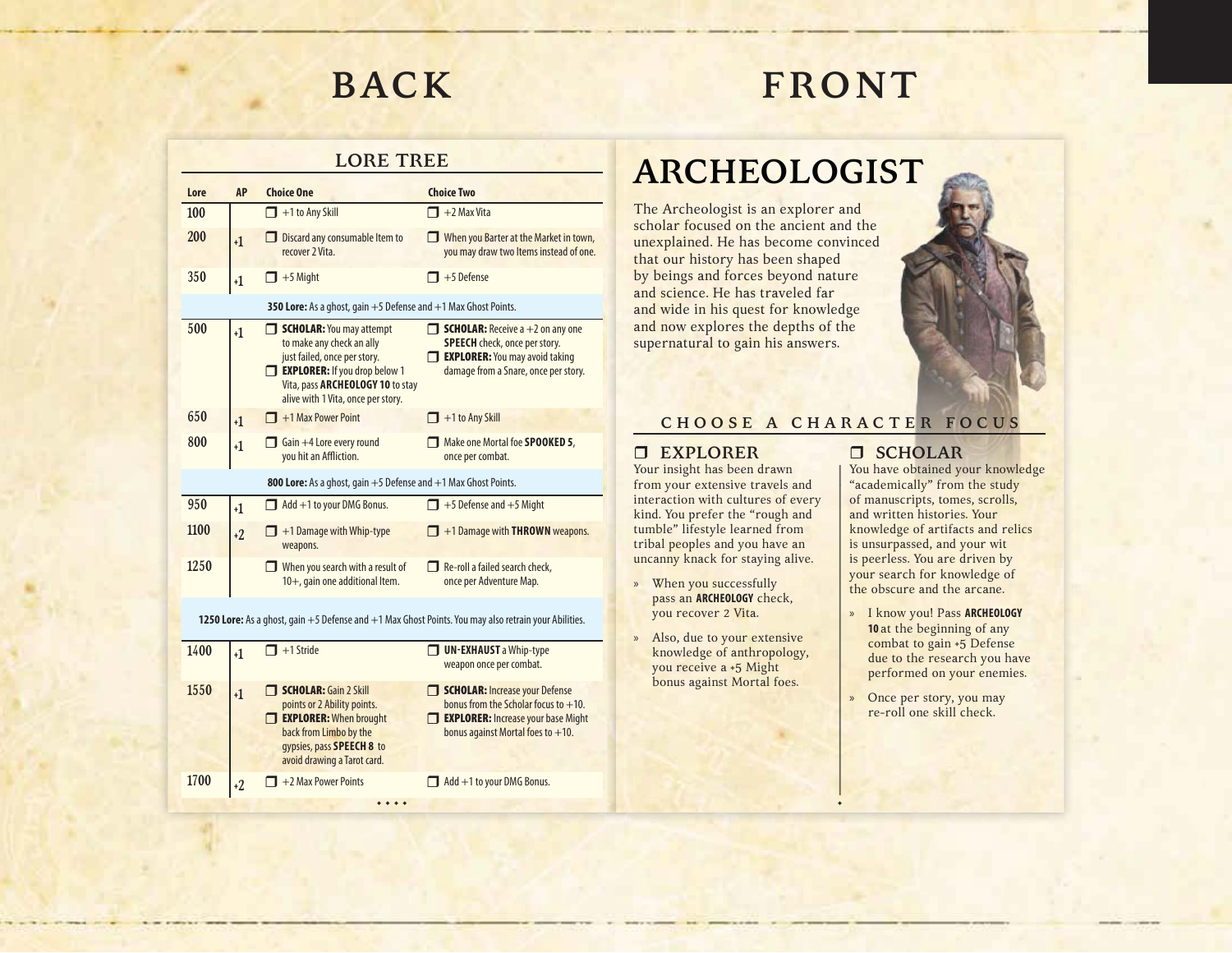# BACK

## LORE TREE

| Lore | AP | Choice One | Choice Two |
|---|---|---|---|
| 100 | | ❒ +1 to Any Skill | ❒ +2 Max Vita |
| 200 | +1 | ❒ Discard any consumable Item to recover 2 Vita. | ❒ When you Barter at the Market in town, you may draw two Items instead of one. |
| 350 | +1 | ❒ +5 Might | ❒ +5 Defense |
| **350 Lore:** As a ghost, gain +5 Defense and +1 Max Ghost Points. | | | |
| 500 | +1 | ❒ **SCHOLAR:** You may attempt to make any check an ally just failed, once per story. ❒ **EXPLORER:** If you drop below 1 Vita, pass **ARCHEOLOGY 10** to stay alive with 1 Vita, once per story. | ❒ **SCHOLAR:** Receive a +2 on any one **SPEECH** check, once per story. ❒ **EXPLORER:** You may avoid taking damage from a Snare, once per story. |
| 650 | +1 | ❒ +1 Max Power Point | ❒ +1 to Any Skill |
| 800 | +1 | ❒ Gain +4 Lore every round you hit an Affliction. | ❒ Make one Mortal foe **SPOOKED 5**, once per combat. |
| **800 Lore:** As a ghost, gain +5 Defense and +1 Max Ghost Points. | | | |
| 950 | +1 | ❒ Add +1 to your DMG Bonus. | ❒ +5 Defense and +5 Might |
| 1100 | +2 | ❒ +1 Damage with Whip-type weapons. | ❒ +1 Damage with **THROWN** weapons. |
| 1250 | | ❒ When you search with a result of 10+, gain one additional Item. | ❒ Re-roll a failed search check, once per Adventure Map. |
| **1250 Lore:** As a ghost, gain +5 Defense and +1 Max Ghost Points. You may also retrain your Abilities. | | | |
| 1400 | +1 | ❒ +1 Stride | ❒ **UN-EXHAUST** a Whip-type weapon once per combat. |
| 1550 | +1 | ❒ **SCHOLAR:** Gain 2 Skill points or 2 Ability points. ❒ **EXPLORER:** When brought back from Limbo by the gypsies, pass **SPEECH 8** to avoid drawing a Tarot card. | ❒ **SCHOLAR:** Increase your Defense bonus from the Scholar focus to +10. ❒ **EXPLORER:** Increase your base Might bonus against Mortal foes to +10. |
| 1700 | +2 | ❒ +2 Max Power Points | ❒ Add +1 to your DMG Bonus. |

# FRONT

# ARCHEOLOGIST

The Archeologist is an explorer and scholar focused on the ancient and the unexplained. He has become convinced that our history has been shaped by beings and forces beyond nature and science. He has traveled far and wide in his quest for knowledge and now explores the depths of the supernatural to gain his answers.

## CHOOSE A CHARACTER FOCUS

### ❒ EXPLORER

Your insight has been drawn from your extensive travels and interaction with cultures of every kind. You prefer the "rough and tumble" lifestyle learned from tribal peoples and you have an uncanny knack for staying alive.

- When you successfully pass an **ARCHEOLOGY** check, you recover 2 Vita.
- Also, due to your extensive knowledge of anthropology, you receive a +5 Might bonus against Mortal foes.

### ❒ SCHOLAR

You have obtained your knowledge "academically" from the study of manuscripts, tomes, scrolls, and written histories. Your knowledge of artifacts and relics is unsurpassed, and your wit is peerless. You are driven by your search for knowledge of the obscure and the arcane.

- I know you! Pass **ARCHEOLOGY 10** at the beginning of any combat to gain +5 Defense due to the research you have performed on your enemies.
- Once per story, you may re-roll one skill check.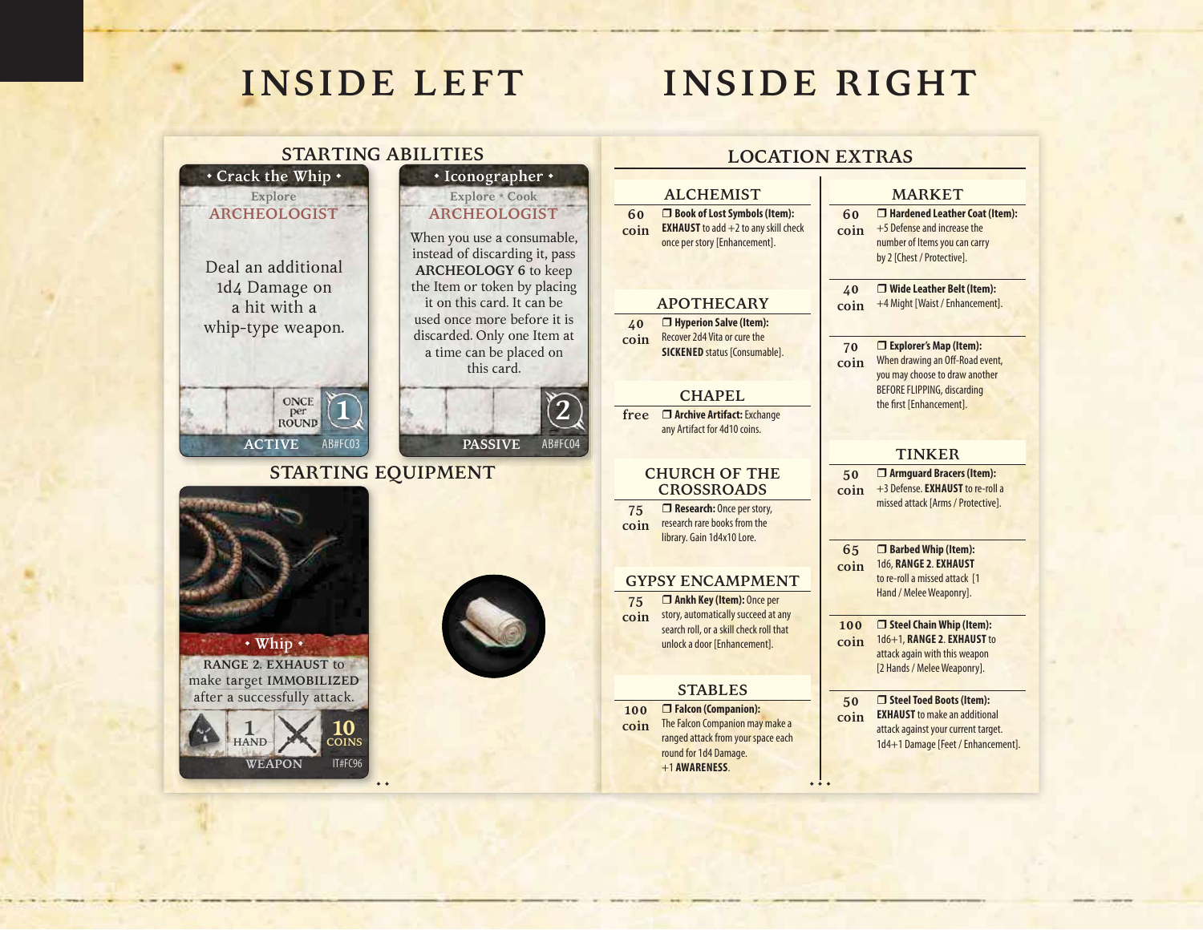# INSIDE LEFT

## STARTING ABILITIES

**Crack the Whip**
Explore
ARCHEOLOGIST

Deal an additional 1d4 Damage on a hit with a whip-type weapon.

ONCE per ROUND 1
ACTIVE AB#FC03

**Iconographer**
Explore • Cook
ARCHEOLOGIST

When you use a consumable, instead of discarding it, pass **ARCHEOLOGY 6** to keep the Item or token by placing it on this card. It can be used once more before it is discarded. Only one Item at a time can be placed on this card.

2
PASSIVE AB#FC04

## STARTING EQUIPMENT

**Whip**
RANGE 2. EXHAUST to make target IMMOBILIZED after a successfully attack.

1 HAND
10 COINS
WEAPON IT#FC96

# INSIDE RIGHT

## LOCATION EXTRAS

### ALCHEMIST

**60 coin** ❒ **Book of Lost Symbols (Item):** **EXHAUST** to add +2 to any skill check once per story [Enhancement].

### APOTHECARY

**40 coin** ❒ **Hyperion Salve (Item):** Recover 2d4 Vita or cure the **SICKENED** status [Consumable].

### CHAPEL

**free** ❒ **Archive Artifact:** Exchange any Artifact for 4d10 coins.

### CHURCH OF THE CROSSROADS

**75 coin** ❒ **Research:** Once per story, research rare books from the library. Gain 1d4x10 Lore.

### GYPSY ENCAMPMENT

**75 coin** ❒ **Ankh Key (Item):** Once per story, automatically succeed at any search roll, or a skill check roll that unlock a door [Enhancement].

### STABLES

**100 coin** ❒ **Falcon (Companion):** The Falcon Companion may make a ranged attack from your space each round for 1d4 Damage. +1 **AWARENESS**.

### MARKET

**60 coin** ❒ **Hardened Leather Coat (Item):** +5 Defense and increase the number of Items you can carry by 2 [Chest / Protective].

**40 coin** ❒ **Wide Leather Belt (Item):** +4 Might [Waist / Enhancement].

**70 coin** ❒ **Explorer's Map (Item):** When drawing an Off-Road event, you may choose to draw another BEFORE FLIPPING, discarding the first [Enhancement].

### TINKER

**50 coin** ❒ **Armguard Bracers (Item):** +3 Defense. **EXHAUST** to re-roll a missed attack [Arms / Protective].

**65 coin** ❒ **Barbed Whip (Item):** 1d6, **RANGE 2**. **EXHAUST** to re-roll a missed attack [1 Hand / Melee Weaponry].

**100 coin** ❒ **Steel Chain Whip (Item):** 1d6+1, **RANGE 2**. **EXHAUST** to attack again with this weapon [2 Hands / Melee Weaponry].

**50 coin** ❒ **Steel Toed Boots (Item):** **EXHAUST** to make an additional attack against your current target. 1d4+1 Damage [Feet / Enhancement].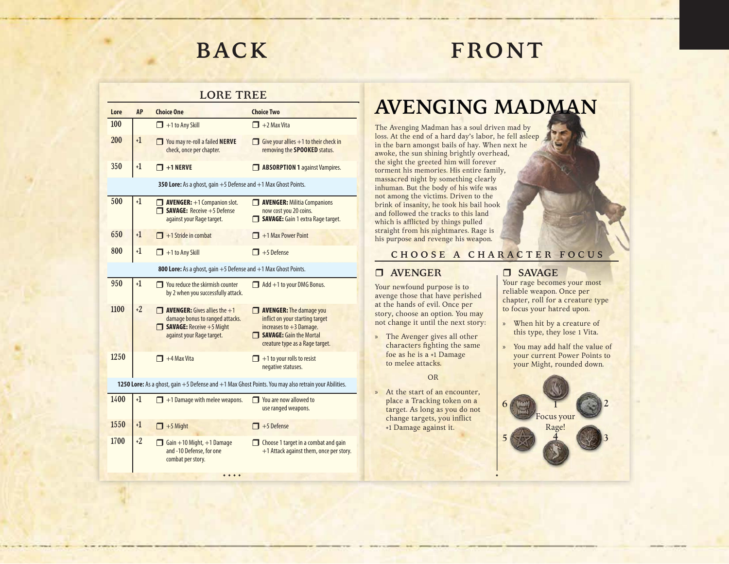# BACK

## LORE TREE

| Lore | AP | Choice One | Choice Two |
|---|---|---|---|
| 100 | | ❒ +1 to Any Skill | ❒ +2 Max Vita |
| 200 | +1 | ❒ You may re-roll a failed **NERVE** check, once per chapter. | ❒ Give your allies +1 to their check in removing the **SPOOKED** status. |
| 350 | +1 | ❒ **+1 NERVE** | ❒ **ABSORPTION 1** against Vampires. |
| **350 Lore:** As a ghost, gain +5 Defense and +1 Max Ghost Points. | | | |
| 500 | +1 | ❒ **AVENGER:** +1 Companion slot. ❒ **SAVAGE:** Receive +5 Defense against your Rage target. | ❒ **AVENGER:** Militia Companions now cost you 20 coins. ❒ **SAVAGE:** Gain 1 extra Rage target. |
| 650 | +1 | ❒ +1 Stride in combat | ❒ +1 Max Power Point |
| 800 | +1 | ❒ +1 to Any Skill | ❒ +5 Defense |
| **800 Lore:** As a ghost, gain +5 Defense and +1 Max Ghost Points. | | | |
| 950 | +1 | ❒ You reduce the skirmish counter by 2 when you successfully attack. | ❒ Add +1 to your DMG Bonus. |
| 1100 | +2 | ❒ **AVENGER:** Gives allies the +1 damage bonus to ranged attacks. ❒ **SAVAGE:** Receive +5 Might against your Rage target. | ❒ **AVENGER:** The damage you inflict on your starting target increases to +3 Damage. ❒ **SAVAGE:** Gain the Mortal creature type as a Rage target. |
| 1250 | | ❒ +4 Max Vita | ❒ +1 to your rolls to resist negative statuses. |
| **1250 Lore:** As a ghost, gain +5 Defense and +1 Max Ghost Points. You may also retrain your Abilities. | | | |
| 1400 | +1 | ❒ +1 Damage with melee weapons. | ❒ You are now allowed to use ranged weapons. |
| 1550 | +1 | ❒ +5 Might | ❒ +5 Defense |
| 1700 | +2 | ❒ Gain +10 Might, +1 Damage and -10 Defense, for one combat per story. | ❒ Choose 1 target in a combat and gain +1 Attack against them, once per story. |

# FRONT

## AVENGING MADMAN

The Avenging Madman has a soul driven mad by loss. At the end of a hard day's labor, he fell asleep in the barn amongst bails of hay. When next he awoke, the sun shining brightly overhead, the sight the greeted him will forever torment his memories. His entire family, massacred night by something clearly inhuman. But the body of his wife was not among the victims. Driven to the brink of insanity, he took his bail hook and followed the tracks to this land which is afflicted by things pulled straight from his nightmares. Rage is his purpose and revenge his weapon.

### CHOOSE A CHARACTER FOCUS

### ❒ AVENGER

Your newfound purpose is to avenge those that have perished at the hands of evil. Once per story, choose an option. You may not change it until the next story:

» The Avenger gives all other characters fighting the same foe as he is a +1 Damage to melee attacks.

OR

» At the start of an encounter, place a Tracking token on a target. As long as you do not change targets, you inflict +1 Damage against it.

### ❒ SAVAGE

Your rage becomes your most reliable weapon. Once per chapter, roll for a creature type to focus your hatred upon.

» When hit by a creature of this type, they lose 1 Vita.

» You may add half the value of your current Power Points to your Might, rounded down.

Focus your Rage!

1 2 3 4 5 6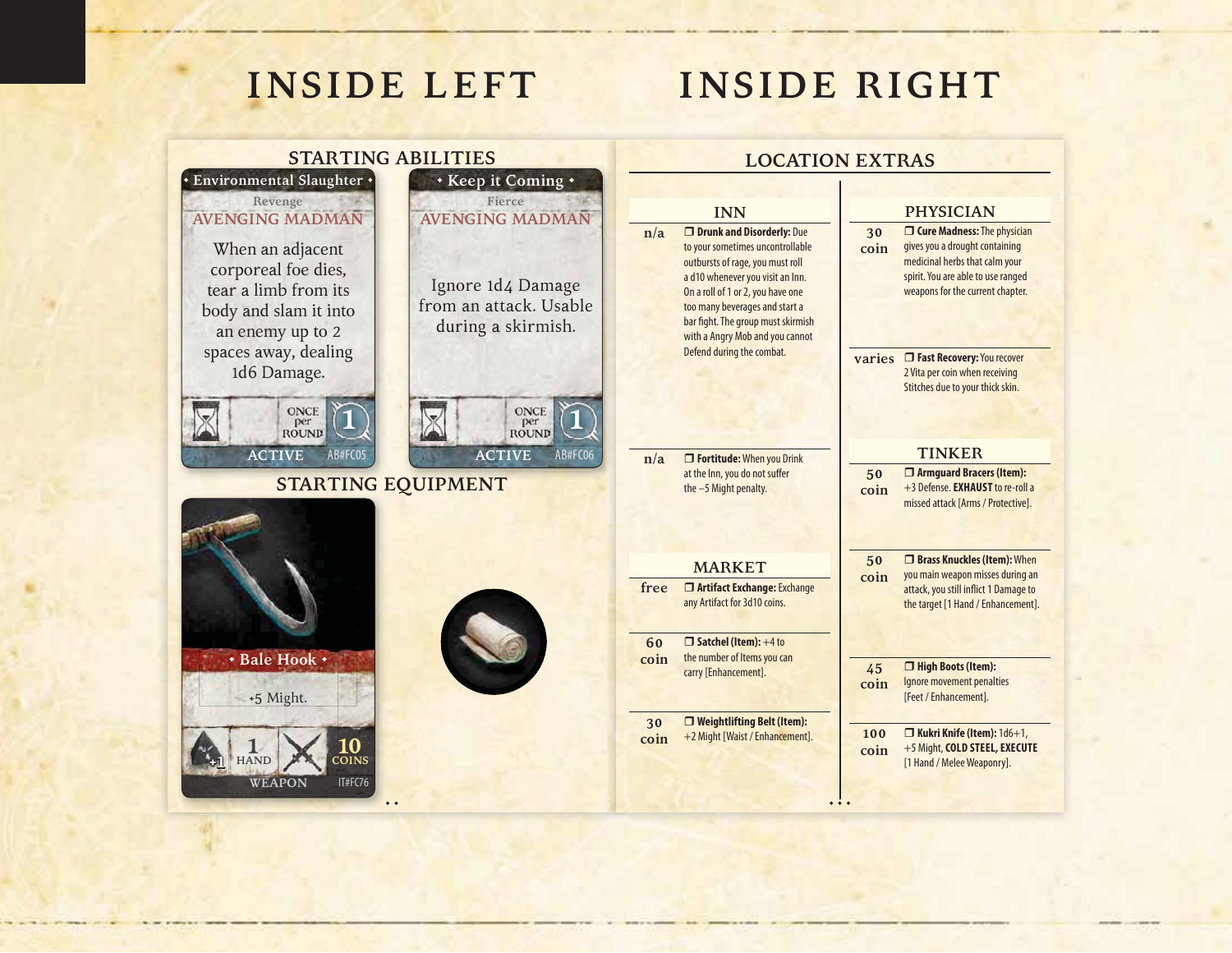# INSIDE LEFT

## STARTING ABILITIES

**• Environmental Slaughter •**
Revenge
AVENGING MADMAN

When an adjacent corporeal foe dies, tear a limb from its body and slam it into an enemy up to 2 spaces away, dealing 1d6 Damage.

ONCE per ROUND — 1
ACTIVE — AB#FC05

**• Keep it Coming •**
Fierce
AVENGING MADMAN

Ignore 1d4 Damage from an attack. Usable during a skirmish.

ONCE per ROUND — 1
ACTIVE — AB#FC06

## STARTING EQUIPMENT

**• Bale Hook •**

+5 Might.

+1 — 1 HAND — 10 COINS
WEAPON — IT#FC76

# INSIDE RIGHT

## LOCATION EXTRAS

### INN

| Cost | Extra |
|---|---|
| n/a | ❒ **Drunk and Disorderly:** Due to your sometimes uncontrollable outbursts of rage, you must roll a d10 whenever you visit an Inn. On a roll of 1 or 2, you have one too many beverages and start a bar fight. The group must skirmish with a Angry Mob and you cannot Defend during the combat. |
| n/a | ❒ **Fortitude:** When you Drink at the Inn, you do not suffer the –5 Might penalty. |

### MARKET

| Cost | Extra |
|---|---|
| free | ❒ **Artifact Exchange:** Exchange any Artifact for 3d10 coins. |
| 60 coin | ❒ **Satchel (Item):** +4 to the number of Items you can carry [Enhancement]. |
| 30 coin | ❒ **Weightlifting Belt (Item):** +2 Might [Waist / Enhancement]. |

### PHYSICIAN

| Cost | Extra |
|---|---|
| 30 coin | ❒ **Cure Madness:** The physician gives you a drought containing medicinal herbs that calm your spirit. You are able to use ranged weapons for the current chapter. |
| varies | ❒ **Fast Recovery:** You recover 2 Vita per coin when receiving Stitches due to your thick skin. |

### TINKER

| Cost | Extra |
|---|---|
| 50 coin | ❒ **Armguard Bracers (Item):** +3 Defense. **EXHAUST** to re-roll a missed attack [Arms / Protective]. |
| 50 coin | ❒ **Brass Knuckles (Item):** When you main weapon misses during an attack, you still inflict 1 Damage to the target [1 Hand / Enhancement]. |
| 45 coin | ❒ **High Boots (Item):** Ignore movement penalties [Feet / Enhancement]. |
| 100 coin | ❒ **Kukri Knife (Item):** 1d6+1, +5 Might, **COLD STEEL, EXECUTE** [1 Hand / Melee Weaponry]. |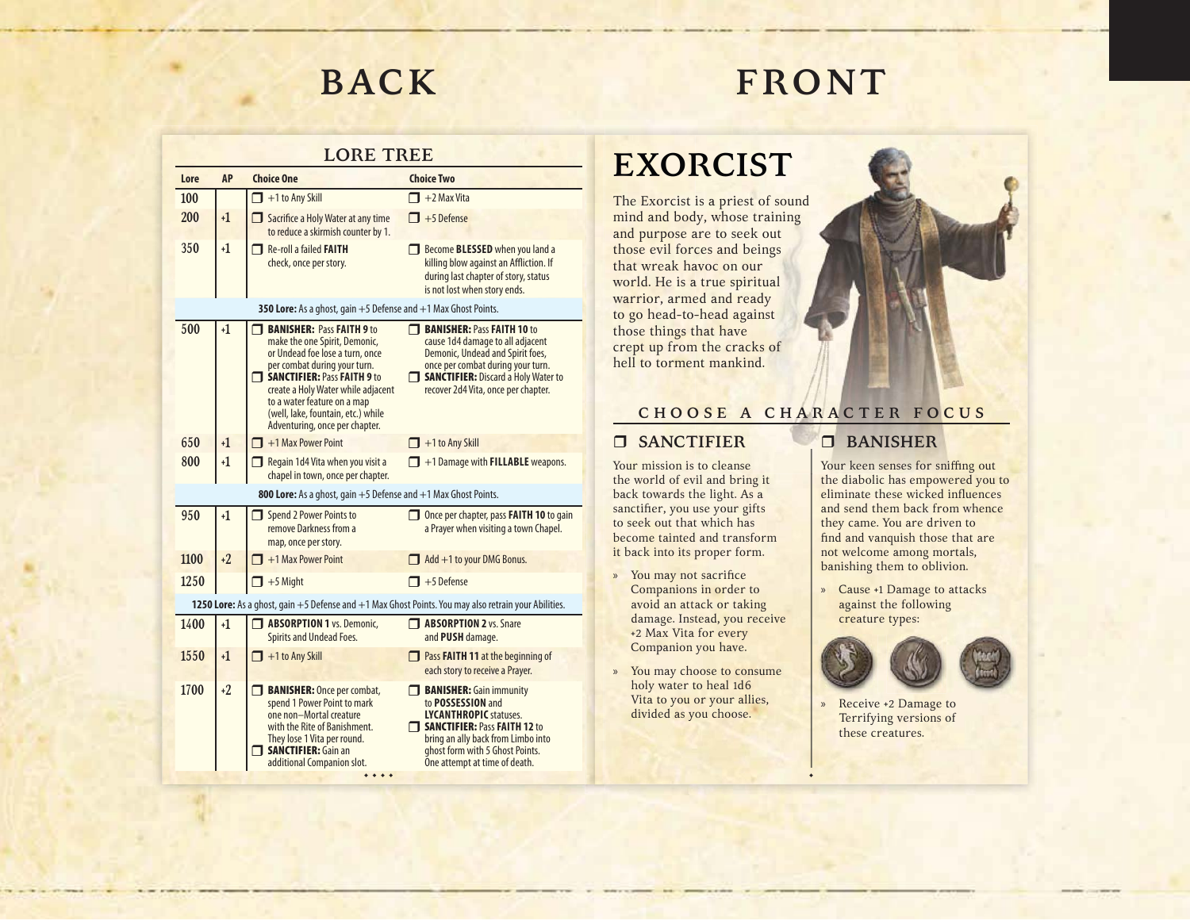# BACK

# FRONT

## LORE TREE

| Lore | AP | Choice One | Choice Two |
|---|---|---|---|
| 100 | | ❒ +1 to Any Skill | ❒ +2 Max Vita |
| 200 | +1 | ❒ Sacrifice a Holy Water at any time to reduce a skirmish counter by 1. | ❒ +5 Defense |
| 350 | +1 | ❒ Re-roll a failed **FAITH** check, once per story. | ❒ Become **BLESSED** when you land a killing blow against an Affliction. If during last chapter of story, status is not lost when story ends. |
| **350 Lore:** As a ghost, gain +5 Defense and +1 Max Ghost Points. | | | |
| 500 | +1 | ❒ **BANISHER:** Pass **FAITH 9** to make the one Spirit, Demonic, or Undead foe lose a turn, once per combat during your turn. ❒ **SANCTIFIER:** Pass **FAITH 9** to create a Holy Water while adjacent to a water feature on a map (well, lake, fountain, etc.) while Adventuring, once per chapter. | ❒ **BANISHER:** Pass **FAITH 10** to cause 1d4 damage to all adjacent Demonic, Undead and Spirit foes, once per combat during your turn. ❒ **SANCTIFIER:** Discard a Holy Water to recover 2d4 Vita, once per chapter. |
| 650 | +1 | ❒ +1 Max Power Point | ❒ +1 to Any Skill |
| 800 | +1 | ❒ Regain 1d4 Vita when you visit a chapel in town, once per chapter. | ❒ +1 Damage with **FILLABLE** weapons. |
| **800 Lore:** As a ghost, gain +5 Defense and +1 Max Ghost Points. | | | |
| 950 | +1 | ❒ Spend 2 Power Points to remove Darkness from a map, once per story. | ❒ Once per chapter, pass **FAITH 10** to gain a Prayer when visiting a town Chapel. |
| 1100 | +2 | ❒ +1 Max Power Point | ❒ Add +1 to your DMG Bonus. |
| 1250 | | ❒ +5 Might | ❒ +5 Defense |
| **1250 Lore:** As a ghost, gain +5 Defense and +1 Max Ghost Points. You may also retrain your Abilities. | | | |
| 1400 | +1 | ❒ **ABSORPTION 1** vs. Demonic, Spirits and Undead Foes. | ❒ **ABSORPTION 2** vs. Snare and **PUSH** damage. |
| 1550 | +1 | ❒ +1 to Any Skill | ❒ Pass **FAITH 11** at the beginning of each story to receive a Prayer. |
| 1700 | +2 | ❒ **BANISHER:** Once per combat, spend 1 Power Point to mark one non–Mortal creature with the Rite of Banishment. They lose 1 Vita per round. ❒ **SANCTIFIER:** Gain an additional Companion slot. | ❒ **BANISHER:** Gain immunity to **POSSESSION** and **LYCANTHROPIC** statuses. ❒ **SANCTIFIER:** Pass **FAITH 12** to bring an ally back from Limbo into ghost form with 5 Ghost Points. One attempt at time of death. |

## EXORCIST

The Exorcist is a priest of sound mind and body, whose training and purpose are to seek out those evil forces and beings that wreak havoc on our world. He is a true spiritual warrior, armed and ready to go head-to-head against those things that have crept up from the cracks of hell to torment mankind.

### CHOOSE A CHARACTER FOCUS

### ❒ SANCTIFIER

Your mission is to cleanse the world of evil and bring it back towards the light. As a sanctifier, you use your gifts to seek out that which has become tainted and transform it back into its proper form.

- You may not sacrifice Companions in order to avoid an attack or taking damage. Instead, you receive +2 Max Vita for every Companion you have.
- You may choose to consume holy water to heal 1d6 Vita to you or your allies, divided as you choose.

### ❒ BANISHER

Your keen senses for sniffing out the diabolic has empowered you to eliminate these wicked influences and send them back from whence they came. You are driven to find and vanquish those that are not welcome among mortals, banishing them to oblivion.

- Cause +1 Damage to attacks against the following creature types:
- Receive +2 Damage to Terrifying versions of these creatures.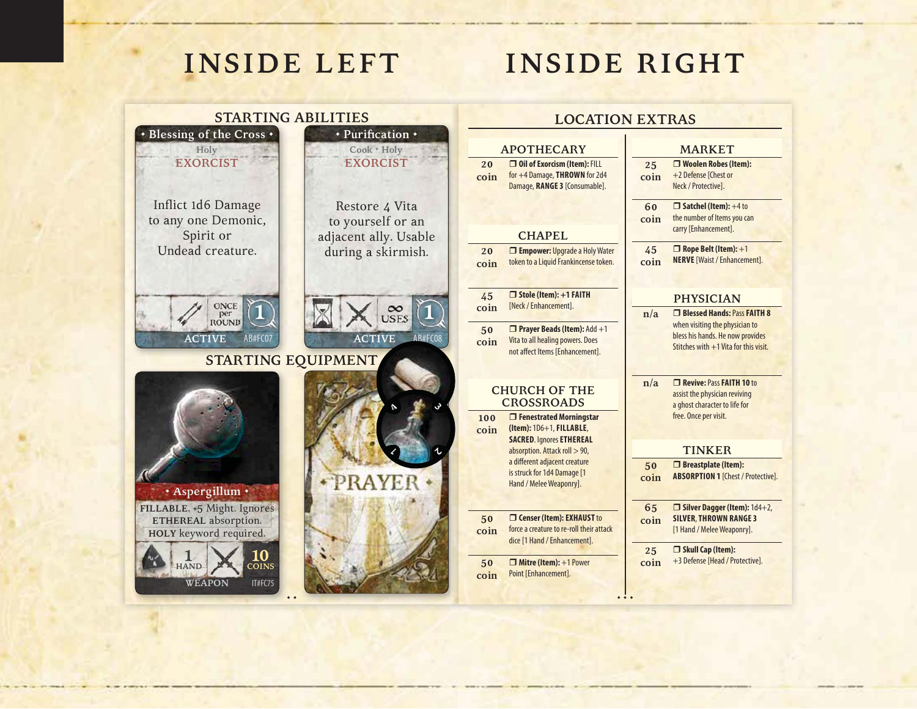# INSIDE LEFT

## STARTING ABILITIES

### Blessing of the Cross

Holy

EXORCIST

Inflict 1d6 Damage to any one Demonic, Spirit or Undead creature.

ONCE per ROUND · 1

ACTIVE · AB#FC07

### Purification

Cook * Holy

EXORCIST

Restore 4 Vita to yourself or an adjacent ally. Usable during a skirmish.

∞ USES · 1

ACTIVE · AB#FC08

## STARTING EQUIPMENT

### Aspergillum

FILLABLE. +5 Might. Ignores ETHEREAL absorption. HOLY keyword required.

1 HAND · 10 COINS

WEAPON · IT#FC75

PRAYER

# INSIDE RIGHT

## LOCATION EXTRAS

### APOTHECARY

| Cost | Item |
|---|---|
| 20 coin | ❒ **Oil of Exorcism (Item):** FILL for +4 Damage, **THROWN** for 2d4 Damage, **RANGE 3** [Consumable]. |

### CHAPEL

| Cost | Item |
|---|---|
| 20 coin | ❒ **Empower:** Upgrade a Holy Water token to a Liquid Frankincense token. |
| 45 coin | ❒ **Stole (Item): +1 FAITH** [Neck / Enhancement]. |
| 50 coin | ❒ **Prayer Beads (Item):** Add +1 Vita to all healing powers. Does not affect Items [Enhancement]. |

### CHURCH OF THE CROSSROADS

| Cost | Item |
|---|---|
| 100 coin | ❒ **Fenestrated Morningstar (Item):** 1D6+1, **FILLABLE**, **SACRED**. Ignores **ETHEREAL** absorption. Attack roll > 90, a different adjacent creature is struck for 1d4 Damage [1 Hand / Melee Weaponry]. |
| 50 coin | ❒ **Censer (Item): EXHAUST** to force a creature to re-roll their attack dice [1 Hand / Enhancement]. |
| 50 coin | ❒ **Mitre (Item):** +1 Power Point [Enhancement]. |

### MARKET

| Cost | Item |
|---|---|
| 25 coin | ❒ **Woolen Robes (Item):** +2 Defense [Chest or Neck / Protective]. |
| 60 coin | ❒ **Satchel (Item):** +4 to the number of Items you can carry [Enhancement]. |
| 45 coin | ❒ **Rope Belt (Item):** +1 **NERVE** [Waist / Enhancement]. |

### PHYSICIAN

| Cost | Item |
|---|---|
| n/a | ❒ **Blessed Hands:** Pass **FAITH 8** when visiting the physician to bless his hands. He now provides Stitches with +1 Vita for this visit. |
| n/a | ❒ **Revive:** Pass **FAITH 10** to assist the physician reviving a ghost character to life for free. Once per visit. |

### TINKER

| Cost | Item |
|---|---|
| 50 coin | ❒ **Breastplate (Item): ABSORPTION 1** [Chest / Protective]. |
| 65 coin | ❒ **Silver Dagger (Item):** 1d4+2, **SILVER**, **THROWN RANGE 3** [1 Hand / Melee Weaponry]. |
| 25 coin | ❒ **Skull Cap (Item):** +3 Defense [Head / Protective]. |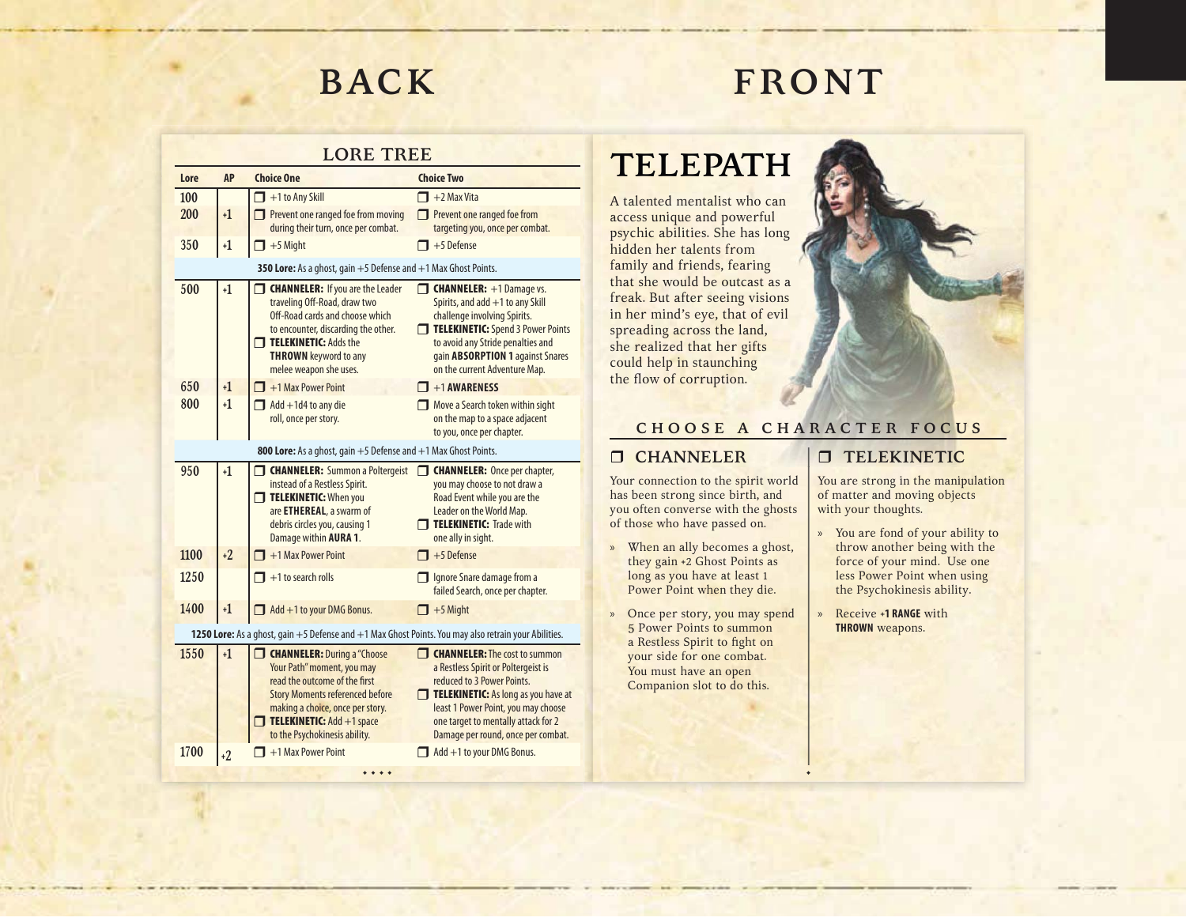# BACK

## LORE TREE

| Lore | AP | Choice One | Choice Two |
|---|---|---|---|
| 100 | | ❒ +1 to Any Skill | ❒ +2 Max Vita |
| 200 | +1 | ❒ Prevent one ranged foe from moving during their turn, once per combat. | ❒ Prevent one ranged foe from targeting you, once per combat. |
| 350 | +1 | ❒ +5 Might | ❒ +5 Defense |
| **350 Lore:** As a ghost, gain +5 Defense and +1 Max Ghost Points. | | | |
| 500 | +1 | ❒ **CHANNELER:** If you are the Leader traveling Off-Road, draw two Off-Road cards and choose which to encounter, discarding the other. ❒ **TELEKINETIC:** Adds the **THROWN** keyword to any melee weapon she uses. | ❒ **CHANNELER:** +1 Damage vs. Spirits, and add +1 to any Skill challenge involving Spirits. ❒ **TELEKINETIC:** Spend 3 Power Points to avoid any Stride penalties and gain **ABSORPTION 1** against Snares on the current Adventure Map. |
| 650 | +1 | ❒ +1 Max Power Point | ❒ +1 **AWARENESS** |
| 800 | +1 | ❒ Add +1d4 to any die roll, once per story. | ❒ Move a Search token within sight on the map to a space adjacent to you, once per chapter. |
| **800 Lore:** As a ghost, gain +5 Defense and +1 Max Ghost Points. | | | |
| 950 | +1 | ❒ **CHANNELER:** Summon a Poltergeist instead of a Restless Spirit. ❒ **TELEKINETIC:** When you are **ETHEREAL**, a swarm of debris circles you, causing 1 Damage within **AURA 1**. | ❒ **CHANNELER:** Once per chapter, you may choose to not draw a Road Event while you are the Leader on the World Map. ❒ **TELEKINETIC:** Trade with one ally in sight. |
| 1100 | +2 | ❒ +1 Max Power Point | ❒ +5 Defense |
| 1250 | | ❒ +1 to search rolls | ❒ Ignore Snare damage from a failed Search, once per chapter. |
| 1400 | +1 | ❒ Add +1 to your DMG Bonus. | ❒ +5 Might |
| **1250 Lore:** As a ghost, gain +5 Defense and +1 Max Ghost Points. You may also retrain your Abilities. | | | |
| 1550 | +1 | ❒ **CHANNELER:** During a "Choose Your Path" moment, you may read the outcome of the first Story Moments referenced before making a choice, once per story. ❒ **TELEKINETIC:** Add +1 space to the Psychokinesis ability. | ❒ **CHANNELER:** The cost to summon a Restless Spirit or Poltergeist is reduced to 3 Power Points. ❒ **TELEKINETIC:** As long as you have at least 1 Power Point, you may choose one target to mentally attack for 2 Damage per round, once per combat. |
| 1700 | +2 | ❒ +1 Max Power Point | ❒ Add +1 to your DMG Bonus. |

# FRONT

## TELEPATH

A talented mentalist who can access unique and powerful psychic abilities. She has long hidden her talents from family and friends, fearing that she would be outcast as a freak. But after seeing visions in her mind's eye, that of evil spreading across the land, she realized that her gifts could help in staunching the flow of corruption.

### CHOOSE A CHARACTER FOCUS

#### ❒ CHANNELER

Your connection to the spirit world has been strong since birth, and you often converse with the ghosts of those who have passed on.

- When an ally becomes a ghost, they gain +2 Ghost Points as long as you have at least 1 Power Point when they die.
- Once per story, you may spend 5 Power Points to summon a Restless Spirit to fight on your side for one combat. You must have an open Companion slot to do this.

#### ❒ TELEKINETIC

You are strong in the manipulation of matter and moving objects with your thoughts.

- You are fond of your ability to throw another being with the force of your mind. Use one less Power Point when using the Psychokinesis ability.
- Receive **+1 RANGE** with **THROWN** weapons.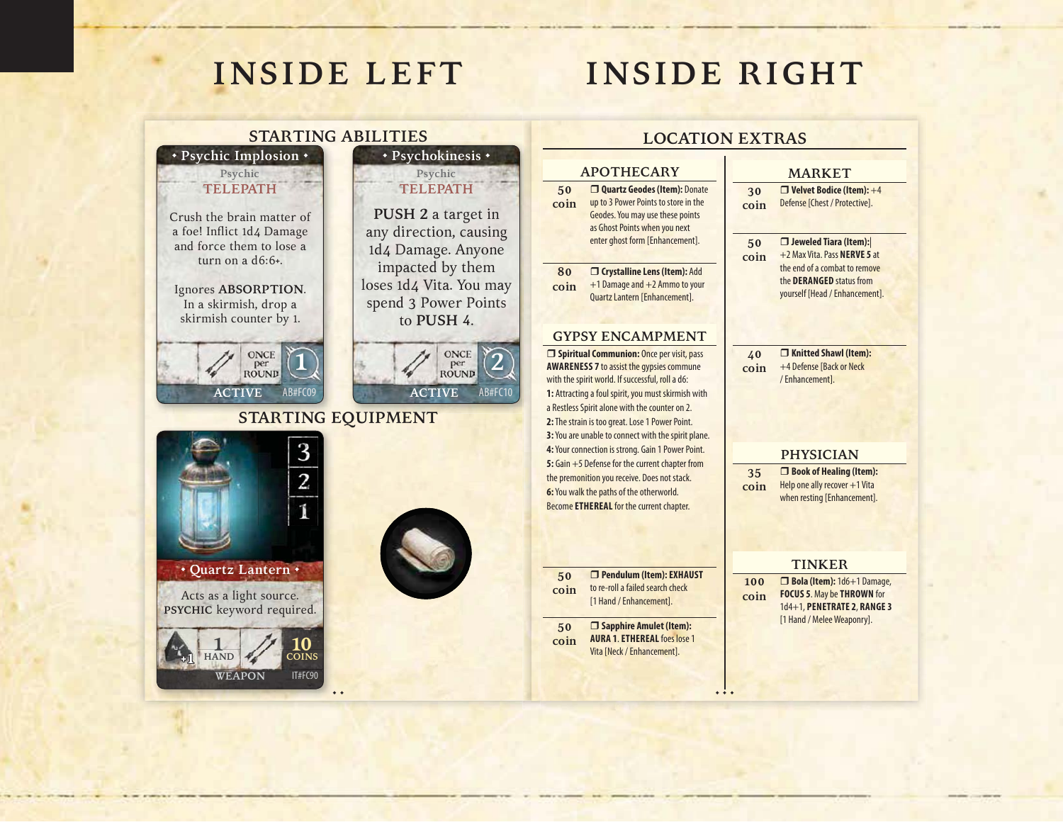# INSIDE LEFT

## STARTING ABILITIES

### • Psychic Implosion •

Psychic
TELEPATH

Crush the brain matter of a foe! Inflict 1d4 Damage and force them to lose a turn on a d6:6+.

Ignores **ABSORPTION**. In a skirmish, drop a skirmish counter by 1.

ONCE per ROUND 1

ACTIVE AB#FC09

### • Psychokinesis •

Psychic
TELEPATH

**PUSH 2** a target in any direction, causing 1d4 Damage. Anyone impacted by them loses 1d4 Vita. You may spend 3 Power Points to **PUSH 4**.

ONCE per ROUND 2

ACTIVE AB#FC10

## STARTING EQUIPMENT

### • Quartz Lantern •

3
2
1

Acts as a light source. **PSYCHIC** keyword required.

+1 — 1 HAND — 10 COINS

WEAPON IT#FC90

# INSIDE RIGHT

## LOCATION EXTRAS

### APOTHECARY

| | |
|---|---|
| 50 coin | ❒ **Quartz Geodes (Item):** Donate up to 3 Power Points to store in the Geodes. You may use these points as Ghost Points when you next enter ghost form [Enhancement]. |
| 80 coin | ❒ **Crystalline Lens (Item):** Add +1 Damage and +2 Ammo to your Quartz Lantern [Enhancement]. |

### GYPSY ENCAMPMENT

❒ **Spiritual Communion:** Once per visit, pass **AWARENESS 7** to assist the gypsies commune with the spirit world. If successful, roll a d6:

**1:** Attracting a foul spirit, you must skirmish with a Restless Spirit alone with the counter on 2.
**2:** The strain is too great. Lose 1 Power Point.
**3:** You are unable to connect with the spirit plane.
**4:** Your connection is strong. Gain 1 Power Point.
**5:** Gain +5 Defense for the current chapter from the premonition you receive. Does not stack.
**6:** You walk the paths of the otherworld. Become **ETHEREAL** for the current chapter.

| | |
|---|---|
| 50 coin | ❒ **Pendulum (Item): EXHAUST** to re-roll a failed search check [1 Hand / Enhancement]. |
| 50 coin | ❒ **Sapphire Amulet (Item): AURA 1. ETHEREAL** foes lose 1 Vita [Neck / Enhancement]. |

### MARKET

| | |
|---|---|
| 30 coin | ❒ **Velvet Bodice (Item):** +4 Defense [Chest / Protective]. |
| 50 coin | ❒ **Jeweled Tiara (Item):** +2 Max Vita. Pass **NERVE 5** at the end of a combat to remove the **DERANGED** status from yourself [Head / Enhancement]. |
| 40 coin | ❒ **Knitted Shawl (Item):** +4 Defense [Back or Neck / Enhancement]. |

### PHYSICIAN

| | |
|---|---|
| 35 coin | ❒ **Book of Healing (Item):** Help one ally recover +1 Vita when resting [Enhancement]. |

### TINKER

| | |
|---|---|
| 100 coin | ❒ **Bola (Item):** 1d6+1 Damage, **FOCUS 5**. May be **THROWN** for 1d4+1, **PENETRATE 2**, **RANGE 3** [1 Hand / Melee Weaponry]. |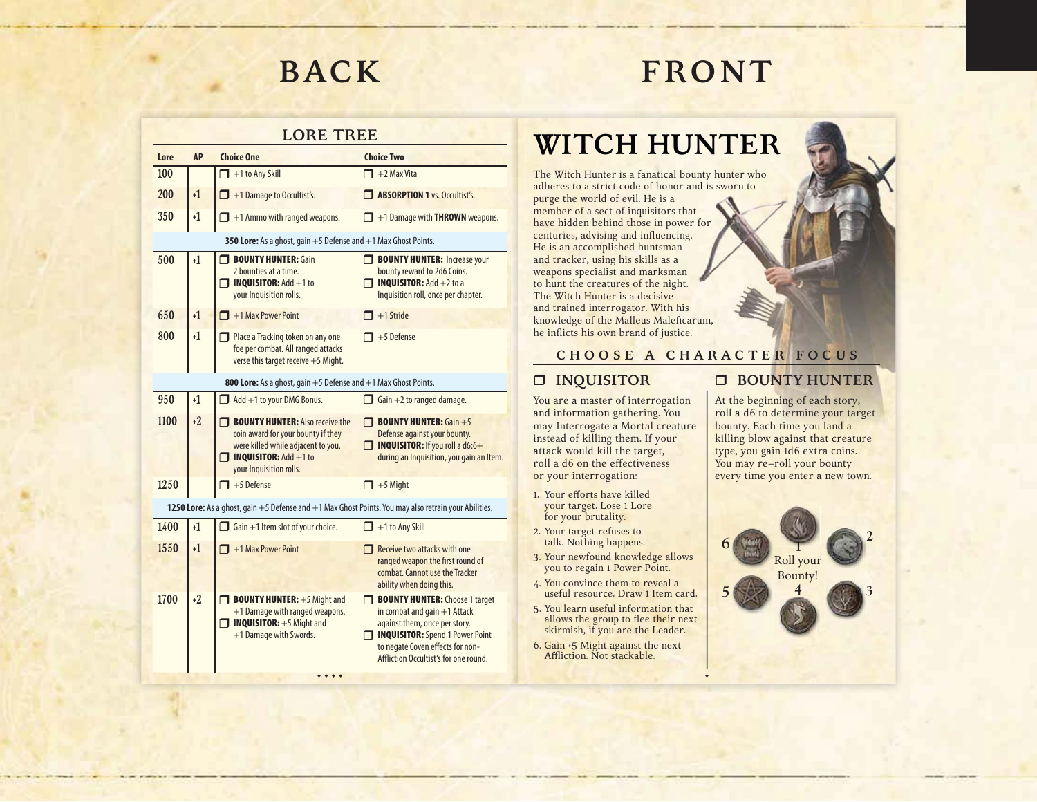# BACK

## LORE TREE

| Lore | AP | Choice One | Choice Two |
|---|---|---|---|
| 100 | | ❒ +1 to Any Skill | ❒ +2 Max Vita |
| 200 | +1 | ❒ +1 Damage to Occultist's. | ❒ **ABSORPTION 1** vs. Occultist's. |
| 350 | +1 | ❒ +1 Ammo with ranged weapons. | ❒ +1 Damage with **THROWN** weapons. |
| **350 Lore:** As a ghost, gain +5 Defense and +1 Max Ghost Points. | | | |
| 500 | +1 | ❒ **BOUNTY HUNTER:** Gain 2 bounties at a time. ❒ **INQUISITOR:** Add +1 to your Inquisition rolls. | ❒ **BOUNTY HUNTER:** Increase your bounty reward to 2d6 Coins. ❒ **INQUISITOR:** Add +2 to a Inquisition roll, once per chapter. |
| 650 | +1 | ❒ +1 Max Power Point | ❒ +1 Stride |
| 800 | +1 | ❒ Place a Tracking token on any one foe per combat. All ranged attacks verse this target receive +5 Might. | ❒ +5 Defense |
| **800 Lore:** As a ghost, gain +5 Defense and +1 Max Ghost Points. | | | |
| 950 | +1 | ❒ Add +1 to your DMG Bonus. | ❒ Gain +2 to ranged damage. |
| 1100 | +2 | ❒ **BOUNTY HUNTER:** Also receive the coin award for your bounty if they were killed while adjacent to you. ❒ **INQUISITOR:** Add +1 to your Inquisition rolls. | ❒ **BOUNTY HUNTER:** Gain +5 Defense against your bounty. ❒ **INQUISITOR:** If you roll a d6:6+ during an Inquisition, you gain an Item. |
| 1250 | | ❒ +5 Defense | ❒ +5 Might |
| **1250 Lore:** As a ghost, gain +5 Defense and +1 Max Ghost Points. You may also retrain your Abilities. | | | |
| 1400 | +1 | ❒ Gain +1 Item slot of your choice. | ❒ +1 to Any Skill |
| 1550 | +1 | ❒ +1 Max Power Point | ❒ Receive two attacks with one ranged weapon the first round of combat. Cannot use the Tracker ability when doing this. |
| 1700 | +2 | ❒ **BOUNTY HUNTER:** +5 Might and +1 Damage with ranged weapons. ❒ **INQUISITOR:** +5 Might and +1 Damage with Swords. | ❒ **BOUNTY HUNTER:** Choose 1 target in combat and gain +1 Attack against them, once per story. ❒ **INQUISITOR:** Spend 1 Power Point to negate Coven effects for non-Affliction Occultist's for one round. |

# FRONT

## WITCH HUNTER

The Witch Hunter is a fanatical bounty hunter who adheres to a strict code of honor and is sworn to purge the world of evil. He is a member of a sect of inquisitors that have hidden behind those in power for centuries, advising and influencing. He is an accomplished huntsman and tracker, using his skills as a weapons specialist and marksman to hunt the creatures of the night. The Witch Hunter is a decisive and trained interrogator. With his knowledge of the Malleus Maleficarum, he inflicts his own brand of justice.

### CHOOSE A CHARACTER FOCUS

### ❒ INQUISITOR

You are a master of interrogation and information gathering. You may Interrogate a Mortal creature instead of killing them. If your attack would kill the target, roll a d6 on the effectiveness or your interrogation:

1. Your efforts have killed your target. Lose 1 Lore for your brutality.
2. Your target refuses to talk. Nothing happens.
3. Your newfound knowledge allows you to regain 1 Power Point.
4. You convince them to reveal a useful resource. Draw 1 Item card.
5. You learn useful information that allows the group to flee their next skirmish, if you are the Leader.
6. Gain +5 Might against the next Affliction. Not stackable.

### ❒ BOUNTY HUNTER

At the beginning of each story, roll a d6 to determine your target bounty. Each time you land a killing blow against that creature type, you gain 1d6 extra coins. You may re-roll your bounty every time you enter a new town.

Roll your Bounty!

1 2 3 4 5 6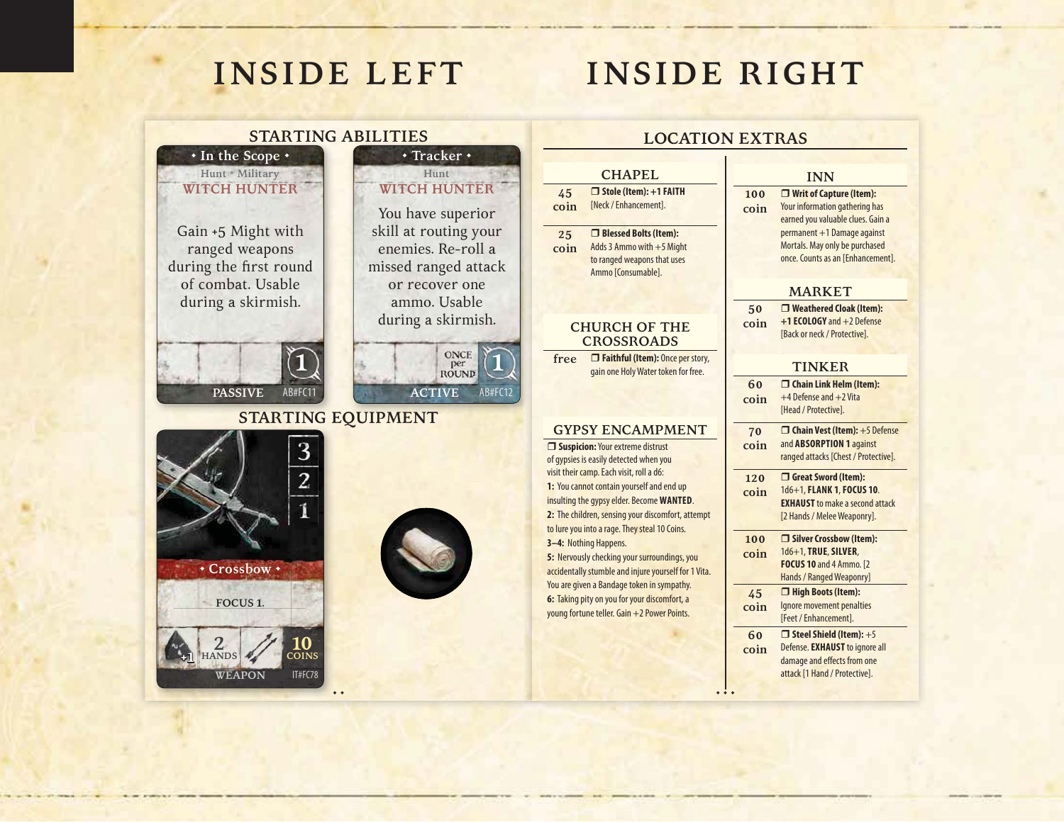# INSIDE LEFT

## STARTING ABILITIES

**• In the Scope •**
Hunt • Military
WITCH HUNTER

Gain +5 Might with ranged weapons during the first round of combat. Usable during a skirmish.

1
PASSIVE AB#FC11

**• Tracker •**
Hunt
WITCH HUNTER

You have superior skill at routing your enemies. Re-roll a missed ranged attack or recover one ammo. Usable during a skirmish.

ONCE per ROUND 1
ACTIVE AB#FC12

## STARTING EQUIPMENT

**• Crossbow •**
3
2
1
FOCUS 1.
+1 2 HANDS 10 COINS
WEAPON IT#FC78

# INSIDE RIGHT

## LOCATION EXTRAS

### CHAPEL

| | |
|---|---|
| 45 coin | ❐ **Stole (Item): +1 FAITH** [Neck / Enhancement]. |
| 25 coin | ❐ **Blessed Bolts (Item):** Adds 3 Ammo with +5 Might to ranged weapons that uses Ammo [Consumable]. |

### CHURCH OF THE CROSSROADS

| | |
|---|---|
| free | ❐ **Faithful (Item):** Once per story, gain one Holy Water token for free. |

### GYPSY ENCAMPMENT

❐ **Suspicion:** Your extreme distrust of gypsies is easily detected when you visit their camp. Each visit, roll a d6:

**1:** You cannot contain yourself and end up insulting the gypsy elder. Become **WANTED**.

**2:** The children, sensing your discomfort, attempt to lure you into a rage. They steal 10 Coins.

**3–4:** Nothing Happens.

**5:** Nervously checking your surroundings, you accidentally stumble and injure yourself for 1 Vita. You are given a Bandage token in sympathy.

**6:** Taking pity on you for your discomfort, a young fortune teller. Gain +2 Power Points.

### INN

| | |
|---|---|
| 100 coin | ❐ **Writ of Capture (Item):** Your information gathering has earned you valuable clues. Gain a permanent +1 Damage against Mortals. May only be purchased once. Counts as an [Enhancement]. |

### MARKET

| | |
|---|---|
| 50 coin | ❐ **Weathered Cloak (Item): +1 ECOLOGY** and +2 Defense [Back or neck / Protective]. |

### TINKER

| | |
|---|---|
| 60 coin | ❐ **Chain Link Helm (Item):** +4 Defense and +2 Vita [Head / Protective]. |
| 70 coin | ❐ **Chain Vest (Item):** +5 Defense and **ABSORPTION 1** against ranged attacks [Chest / Protective]. |
| 120 coin | ❐ **Great Sword (Item):** 1d6+1, **FLANK 1**, **FOCUS 10**. **EXHAUST** to make a second attack [2 Hands / Melee Weaponry]. |
| 100 coin | ❐ **Silver Crossbow (Item):** 1d6+1, **TRUE**, **SILVER**, **FOCUS 10** and 4 Ammo. [2 Hands / Ranged Weaponry] |
| 45 coin | ❐ **High Boots (Item):** Ignore movement penalties [Feet / Enhancement]. |
| 60 coin | ❐ **Steel Shield (Item):** +5 Defense. **EXHAUST** to ignore all damage and effects from one attack [1 Hand / Protective]. |